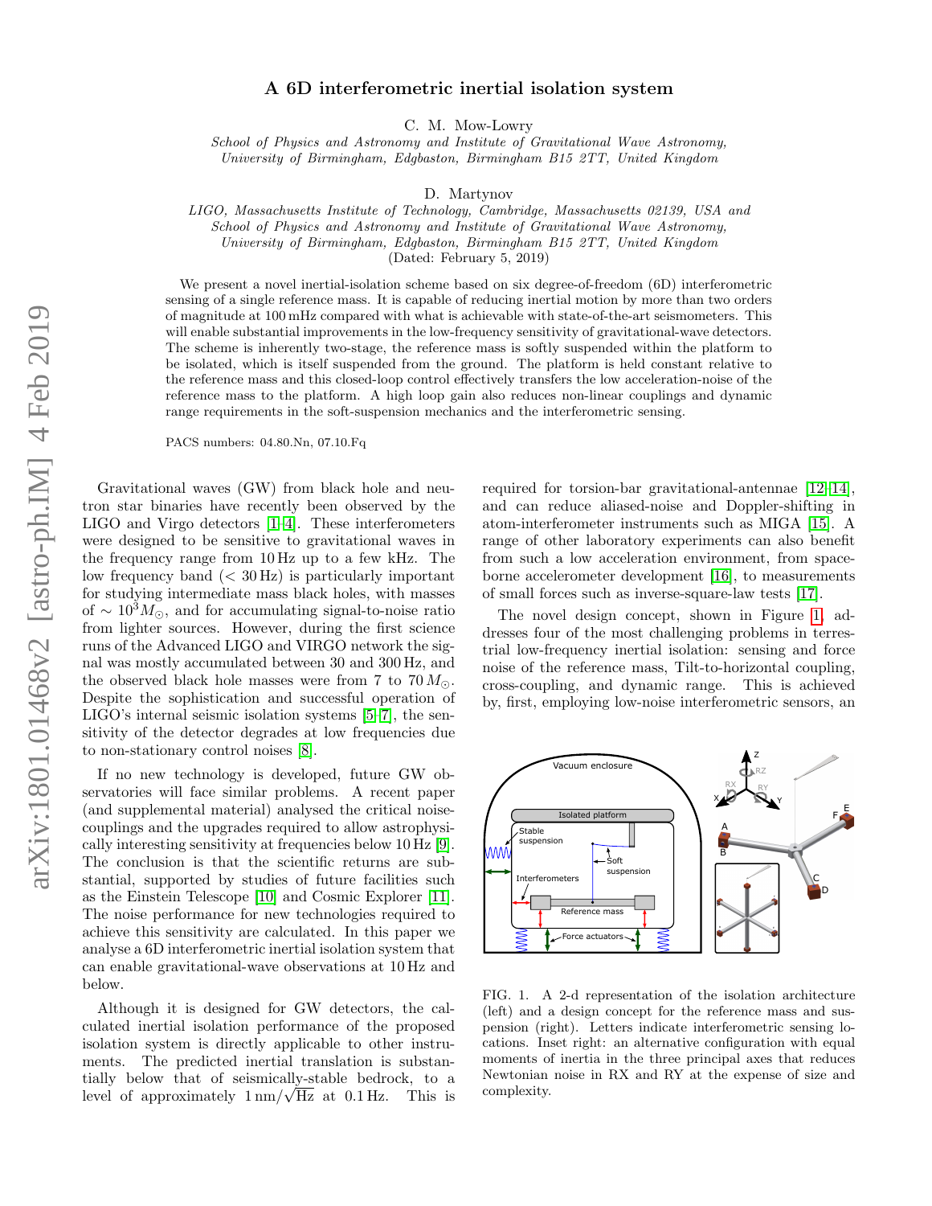# A 6D interferometric inertial isolation system

C. M. Mow-Lowry

*School of Physics and Astronomy and Institute of Gravitational Wave Astronomy, University of Birmingham, Edgbaston, Birmingham B15 2TT, United Kingdom*

D. Martynov

*LIGO, Massachusetts Institute of Technology, Cambridge, Massachusetts 02139, USA and School of Physics and Astronomy and Institute of Gravitational Wave Astronomy, University of Birmingham, Edgbaston, Birmingham B15 2TT, United Kingdom*

(Dated: February 5, 2019)

We present a novel inertial-isolation scheme based on six degree-of-freedom (6D) interferometric sensing of a single reference mass. It is capable of reducing inertial motion by more than two orders of magnitude at 100 mHz compared with what is achievable with state-of-the-art seismometers. This will enable substantial improvements in the low-frequency sensitivity of gravitational-wave detectors. The scheme is inherently two-stage, the reference mass is softly suspended within the platform to be isolated, which is itself suspended from the ground. The platform is held constant relative to the reference mass and this closed-loop control effectively transfers the low acceleration-noise of the reference mass to the platform. A high loop gain also reduces non-linear couplings and dynamic range requirements in the soft-suspension mechanics and the interferometric sensing.

PACS numbers: 04.80.Nn, 07.10.Fq

Gravitational waves (GW) from black hole and neutron star binaries have recently been observed by the LIGO and Virgo detectors [1–4]. These interferometers were designed to be sensitive to gravitational waves in the frequency range from 10 Hz up to a few kHz. The low frequency band (< 30 Hz) is particularly important for studying intermediate mass black holes, with masses of $\sim 10^3 M_\odot$, and for accumulating signal-to-noise ratio from lighter sources. However, during the first science runs of the Advanced LIGO and VIRGO network the signal was mostly accumulated between 30 and 300 Hz, and the observed black hole masses were from 7 to 70 $M_\odot$. Despite the sophistication and successful operation of LIGO's internal seismic isolation systems [5–7], the sensitivity of the detector degrades at low frequencies due to non-stationary control noises [8].

If no new technology is developed, future GW observatories will face similar problems. A recent paper (and supplemental material) analysed the critical noise-couplings and the upgrades required to allow astrophysically interesting sensitivity at frequencies below 10 Hz [9]. The conclusion is that the scientific returns are substantial, supported by studies of future facilities such as the Einstein Telescope [10] and Cosmic Explorer [11]. The noise performance for new technologies required to achieve this sensitivity are calculated. In this paper we analyse a 6D interferometric inertial isolation system that can enable gravitational-wave observations at 10 Hz and below.

Although it is designed for GW detectors, the calculated inertial isolation performance of the proposed isolation system is directly applicable to other instruments. The predicted inertial translation is substantially below that of seismically-stable bedrock, to a level of approximately $1\,\mathrm{nm}/\sqrt{\mathrm{Hz}}$ at 0.1 Hz. This is required for torsion-bar gravitational-antennae [12–14], and can reduce aliased-noise and Doppler-shifting in atom-interferometer instruments such as MIGA [15]. A range of other laboratory experiments can also benefit from such a low acceleration environment, from space-borne accelerometer development [16], to measurements of small forces such as inverse-square-law tests [17].

The novel design concept, shown in Figure 1, addresses four of the most challenging problems in terrestrial low-frequency inertial isolation: sensing and force noise of the reference mass, Tilt-to-horizontal coupling, cross-coupling, and dynamic range. This is achieved by, first, employing low-noise interferometric sensors, an

FIG. 1. A 2-d representation of the isolation architecture (left) and a design concept for the reference mass and suspension (right). Letters indicate interferometric sensing locations. Inset right: an alternative configuration with equal moments of inertia in the three principal axes that reduces Newtonian noise in RX and RY at the expense of size and complexity.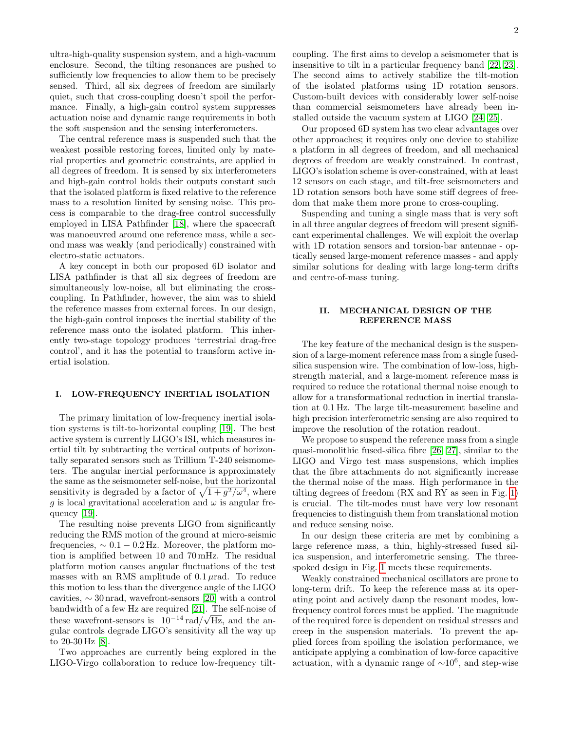ultra-high-quality suspension system, and a high-vacuum enclosure. Second, the tilting resonances are pushed to sufficiently low frequencies to allow them to be precisely sensed. Third, all six degrees of freedom are similarly quiet, such that cross-coupling doesn't spoil the performance. Finally, a high-gain control system suppresses actuation noise and dynamic range requirements in both the soft suspension and the sensing interferometers.

The central reference mass is suspended such that the weakest possible restoring forces, limited only by material properties and geometric constraints, are applied in all degrees of freedom. It is sensed by six interferometers and high-gain control holds their outputs constant such that the isolated platform is fixed relative to the reference mass to a resolution limited by sensing noise. This process is comparable to the drag-free control successfully employed in LISA Pathfinder [18], where the spacecraft was manoeuvred around one reference mass, while a second mass was weakly (and periodically) constrained with electro-static actuators.

A key concept in both our proposed 6D isolator and LISA pathfinder is that all six degrees of freedom are simultaneously low-noise, all but eliminating the cross-coupling. In Pathfinder, however, the aim was to shield the reference masses from external forces. In our design, the high-gain control imposes the inertial stability of the reference mass onto the isolated platform. This inherently two-stage topology produces 'terrestrial drag-free control', and it has the potential to transform active inertial isolation.

## I. LOW-FREQUENCY INERTIAL ISOLATION

The primary limitation of low-frequency inertial isolation systems is tilt-to-horizontal coupling [19]. The best active system is currently LIGO's ISI, which measures inertial tilt by subtracting the vertical outputs of horizontally separated sensors such as Trillium T-240 seismometers. The angular inertial performance is approximately the same as the seismometer self-noise, but the horizontal sensitivity is degraded by a factor of $\sqrt{1 + g^2/\omega^4}$, where $g$ is local gravitational acceleration and $\omega$ is angular frequency [19].

The resulting noise prevents LIGO from significantly reducing the RMS motion of the ground at micro-seismic frequencies, $\sim 0.1 - 0.2$ Hz. Moreover, the platform motion is amplified between 10 and 70 mHz. The residual platform motion causes angular fluctuations of the test masses with an RMS amplitude of 0.1 $\mu$rad. To reduce this motion to less than the divergence angle of the LIGO cavities, $\sim 30$ nrad, wavefront-sensors [20] with a control bandwidth of a few Hz are required [21]. The self-noise of these wavefront-sensors is $10^{-14}\,\text{rad}/\sqrt{\text{Hz}}$, and the angular controls degrade LIGO's sensitivity all the way up to 20-30 Hz [8].

Two approaches are currently being explored in the LIGO-Virgo collaboration to reduce low-frequency tilt-coupling. The first aims to develop a seismometer that is insensitive to tilt in a particular frequency band [22, 23]. The second aims to actively stabilize the tilt-motion of the isolated platforms using 1D rotation sensors. Custom-built devices with considerably lower self-noise than commercial seismometers have already been installed outside the vacuum system at LIGO [24, 25].

Our proposed 6D system has two clear advantages over other approaches; it requires only one device to stabilize a platform in all degrees of freedom, and all mechanical degrees of freedom are weakly constrained. In contrast, LIGO's isolation scheme is over-constrained, with at least 12 sensors on each stage, and tilt-free seismometers and 1D rotation sensors both have some stiff degrees of freedom that make them more prone to cross-coupling.

Suspending and tuning a single mass that is very soft in all three angular degrees of freedom will present significant experimental challenges. We will exploit the overlap with 1D rotation sensors and torsion-bar antennae - optically sensed large-moment reference masses - and apply similar solutions for dealing with large long-term drifts and centre-of-mass tuning.

## II. MECHANICAL DESIGN OF THE REFERENCE MASS

The key feature of the mechanical design is the suspension of a large-moment reference mass from a single fused-silica suspension wire. The combination of low-loss, high-strength material, and a large-moment reference mass is required to reduce the rotational thermal noise enough to allow for a transformational reduction in inertial translation at 0.1 Hz. The large tilt-measurement baseline and high precision interferometric sensing are also required to improve the resolution of the rotation readout.

We propose to suspend the reference mass from a single quasi-monolithic fused-silica fibre [26, 27], similar to the LIGO and Virgo test mass suspensions, which implies that the fibre attachments do not significantly increase the thermal noise of the mass. High performance in the tilting degrees of freedom (RX and RY as seen in Fig. 1) is crucial. The tilt-modes must have very low resonant frequencies to distinguish them from translational motion and reduce sensing noise.

In our design these criteria are met by combining a large reference mass, a thin, highly-stressed fused silica suspension, and interferometric sensing. The three-spoked design in Fig. 1 meets these requirements.

Weakly constrained mechanical oscillators are prone to long-term drift. To keep the reference mass at its operating point and actively damp the resonant modes, low-frequency control forces must be applied. The magnitude of the required force is dependent on residual stresses and creep in the suspension materials. To prevent the applied forces from spoiling the isolation performance, we anticipate applying a combination of low-force capacitive actuation, with a dynamic range of $\sim 10^6$, and step-wise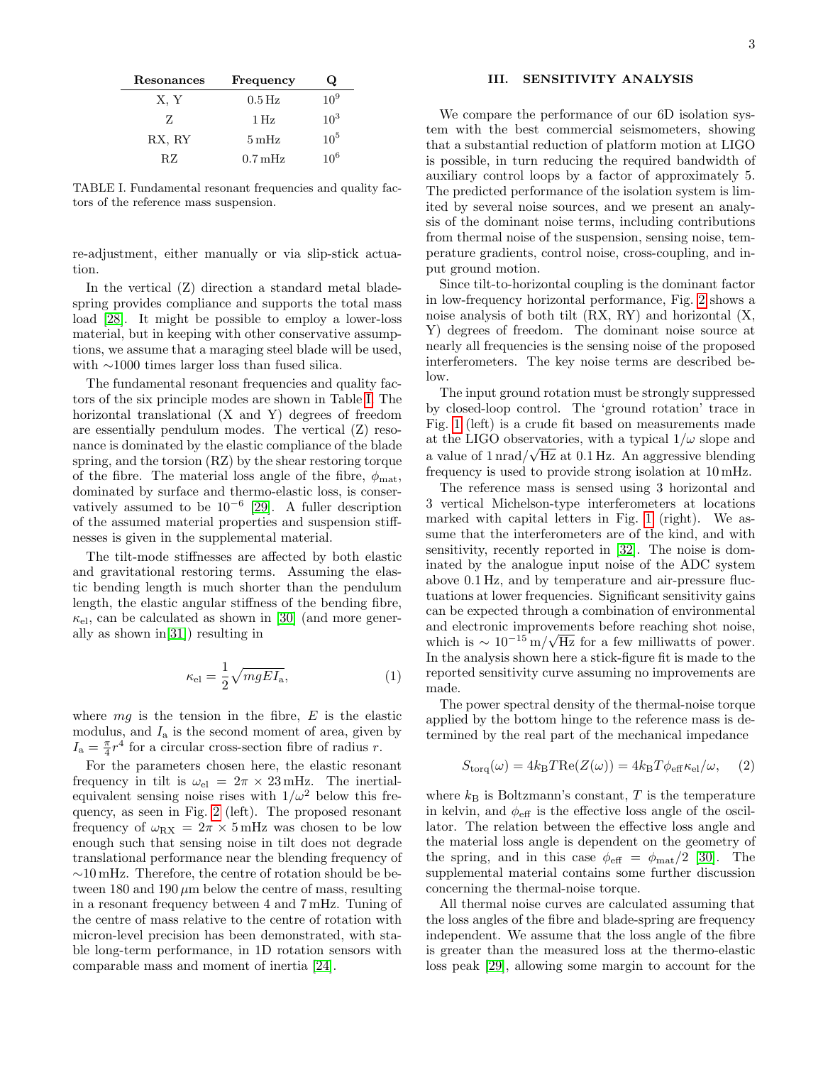| Resonances | Frequency | Q |
|---|---|---|
| X, Y | 0.5 Hz | $10^9$ |
| Z | 1 Hz | $10^3$ |
| RX, RY | 5 mHz | $10^5$ |
| RZ | 0.7 mHz | $10^6$ |

TABLE I. Fundamental resonant frequencies and quality factors of the reference mass suspension.

re-adjustment, either manually or via slip-stick actuation.

In the vertical (Z) direction a standard metal blade-spring provides compliance and supports the total mass load [28]. It might be possible to employ a lower-loss material, but in keeping with other conservative assumptions, we assume that a maraging steel blade will be used, with ∼1000 times larger loss than fused silica.

The fundamental resonant frequencies and quality factors of the six principle modes are shown in Table I. The horizontal translational (X and Y) degrees of freedom are essentially pendulum modes. The vertical (Z) resonance is dominated by the elastic compliance of the blade spring, and the torsion (RZ) by the shear restoring torque of the fibre. The material loss angle of the fibre, $\phi_{\mathrm{mat}}$, dominated by surface and thermo-elastic loss, is conservatively assumed to be $10^{-6}$ [29]. A fuller description of the assumed material properties and suspension stiffnesses is given in the supplemental material.

The tilt-mode stiffnesses are affected by both elastic and gravitational restoring terms. Assuming the elastic bending length is much shorter than the pendulum length, the elastic angular stiffness of the bending fibre, $\kappa_{\mathrm{el}}$, can be calculated as shown in [30] (and more generally as shown in[31]) resulting in

$$\kappa_{\mathrm{el}} = \frac{1}{2}\sqrt{mgEI_{\mathrm{a}}}, \quad (1)$$

where $mg$ is the tension in the fibre, $E$ is the elastic modulus, and $I_{\mathrm{a}}$ is the second moment of area, given by $I_{\mathrm{a}} = \frac{\pi}{4}r^4$ for a circular cross-section fibre of radius $r$.

For the parameters chosen here, the elastic resonant frequency in tilt is $\omega_{\mathrm{el}} = 2\pi \times 23\,\mathrm{mHz}$. The inertial-equivalent sensing noise rises with $1/\omega^2$ below this frequency, as seen in Fig. 2 (left). The proposed resonant frequency of $\omega_{\mathrm{RX}} = 2\pi \times 5\,\mathrm{mHz}$ was chosen to be low enough such that sensing noise in tilt does not degrade translational performance near the blending frequency of ∼10 mHz. Therefore, the centre of rotation should be between 180 and 190 $\mu$m below the centre of mass, resulting in a resonant frequency between 4 and 7 mHz. Tuning of the centre of mass relative to the centre of rotation with micron-level precision has been demonstrated, with stable long-term performance, in 1D rotation sensors with comparable mass and moment of inertia [24].

## III. SENSITIVITY ANALYSIS

We compare the performance of our 6D isolation system with the best commercial seismometers, showing that a substantial reduction of platform motion at LIGO is possible, in turn reducing the required bandwidth of auxiliary control loops by a factor of approximately 5. The predicted performance of the isolation system is limited by several noise sources, and we present an analysis of the dominant noise terms, including contributions from thermal noise of the suspension, sensing noise, temperature gradients, control noise, cross-coupling, and input ground motion.

Since tilt-to-horizontal coupling is the dominant factor in low-frequency horizontal performance, Fig. 2 shows a noise analysis of both tilt (RX, RY) and horizontal (X, Y) degrees of freedom. The dominant noise source at nearly all frequencies is the sensing noise of the proposed interferometers. The key noise terms are described below.

The input ground rotation must be strongly suppressed by closed-loop control. The 'ground rotation' trace in Fig. 1 (left) is a crude fit based on measurements made at the LIGO observatories, with a typical $1/\omega$ slope and a value of $1\,\mathrm{nrad}/\sqrt{\mathrm{Hz}}$ at 0.1 Hz. An aggressive blending frequency is used to provide strong isolation at 10 mHz.

The reference mass is sensed using 3 horizontal and 3 vertical Michelson-type interferometers at locations marked with capital letters in Fig. 1 (right). We assume that the interferometers are of the kind, and with sensitivity, recently reported in [32]. The noise is dominated by the analogue input noise of the ADC system above 0.1 Hz, and by temperature and air-pressure fluctuations at lower frequencies. Significant sensitivity gains can be expected through a combination of environmental and electronic improvements before reaching shot noise, which is $\sim 10^{-15}\,\mathrm{m}/\sqrt{\mathrm{Hz}}$ for a few milliwatts of power. In the analysis shown here a stick-figure fit is made to the reported sensitivity curve assuming no improvements are made.

The power spectral density of the thermal-noise torque applied by the bottom hinge to the reference mass is determined by the real part of the mechanical impedance

$$S_{\mathrm{torq}}(\omega) = 4k_{\mathrm{B}}T\mathrm{Re}(Z(\omega)) = 4k_{\mathrm{B}}T\phi_{\mathrm{eff}}\kappa_{\mathrm{el}}/\omega, \quad (2)$$

where $k_{\mathrm{B}}$ is Boltzmann's constant, $T$ is the temperature in kelvin, and $\phi_{\mathrm{eff}}$ is the effective loss angle of the oscillator. The relation between the effective loss angle and the material loss angle is dependent on the geometry of the spring, and in this case $\phi_{\mathrm{eff}} = \phi_{\mathrm{mat}}/2$ [30]. The supplemental material contains some further discussion concerning the thermal-noise torque.

All thermal noise curves are calculated assuming that the loss angles of the fibre and blade-spring are frequency independent. We assume that the loss angle of the fibre is greater than the measured loss at the thermo-elastic loss peak [29], allowing some margin to account for the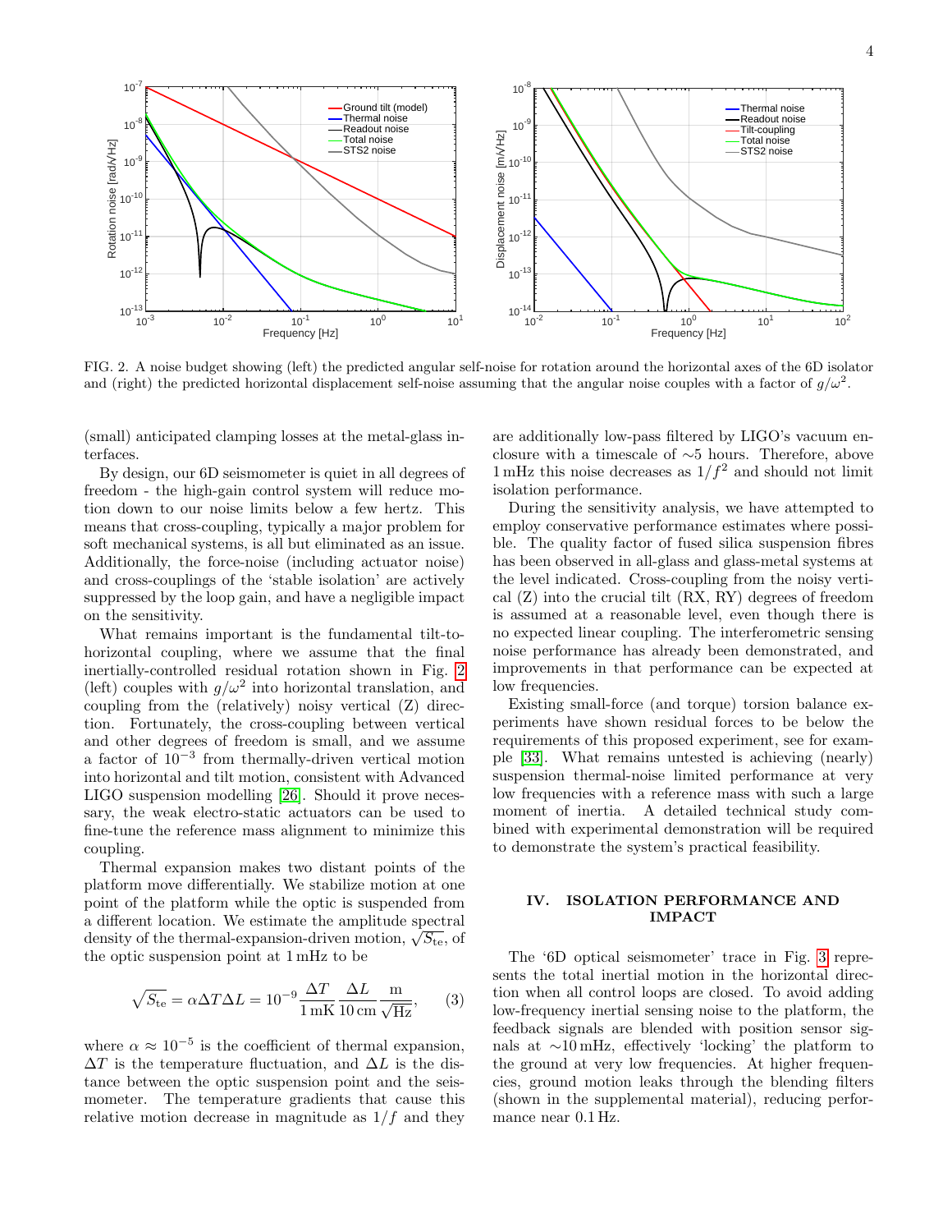FIG. 2. A noise budget showing (left) the predicted angular self-noise for rotation around the horizontal axes of the 6D isolator and (right) the predicted horizontal displacement self-noise assuming that the angular noise couples with a factor of $g/\omega^2$.

(small) anticipated clamping losses at the metal-glass interfaces.

By design, our 6D seismometer is quiet in all degrees of freedom - the high-gain control system will reduce motion down to our noise limits below a few hertz. This means that cross-coupling, typically a major problem for soft mechanical systems, is all but eliminated as an issue. Additionally, the force-noise (including actuator noise) and cross-couplings of the 'stable isolation' are actively suppressed by the loop gain, and have a negligible impact on the sensitivity.

What remains important is the fundamental tilt-to-horizontal coupling, where we assume that the final inertially-controlled residual rotation shown in Fig. 2 (left) couples with $g/\omega^2$ into horizontal translation, and coupling from the (relatively) noisy vertical (Z) direction. Fortunately, the cross-coupling between vertical and other degrees of freedom is small, and we assume a factor of $10^{-3}$ from thermally-driven vertical motion into horizontal and tilt motion, consistent with Advanced LIGO suspension modelling [26]. Should it prove necessary, the weak electro-static actuators can be used to fine-tune the reference mass alignment to minimize this coupling.

Thermal expansion makes two distant points of the platform move differentially. We stabilize motion at one point of the platform while the optic is suspended from a different location. We estimate the amplitude spectral density of the thermal-expansion-driven motion, $\sqrt{S_{\rm te}}$, of the optic suspension point at 1 mHz to be

$$\sqrt{S_{\rm te}} = \alpha \Delta T \Delta L = 10^{-9} \frac{\Delta T}{1\,\text{mK}} \frac{\Delta L}{10\,\text{cm}} \frac{\text{m}}{\sqrt{\text{Hz}}}, \qquad (3)$$

where $\alpha \approx 10^{-5}$ is the coefficient of thermal expansion, $\Delta T$ is the temperature fluctuation, and $\Delta L$ is the distance between the optic suspension point and the seismometer. The temperature gradients that cause this relative motion decrease in magnitude as $1/f$ and they are additionally low-pass filtered by LIGO's vacuum enclosure with a timescale of ∼5 hours. Therefore, above 1 mHz this noise decreases as $1/f^2$ and should not limit isolation performance.

During the sensitivity analysis, we have attempted to employ conservative performance estimates where possible. The quality factor of fused silica suspension fibres has been observed in all-glass and glass-metal systems at the level indicated. Cross-coupling from the noisy vertical (Z) into the crucial tilt (RX, RY) degrees of freedom is assumed at a reasonable level, even though there is no expected linear coupling. The interferometric sensing noise performance has already been demonstrated, and improvements in that performance can be expected at low frequencies.

Existing small-force (and torque) torsion balance experiments have shown residual forces to be below the requirements of this proposed experiment, see for example [33]. What remains untested is achieving (nearly) suspension thermal-noise limited performance at very low frequencies with a reference mass with such a large moment of inertia. A detailed technical study combined with experimental demonstration will be required to demonstrate the system's practical feasibility.

## IV. ISOLATION PERFORMANCE AND IMPACT

The '6D optical seismometer' trace in Fig. 3 represents the total inertial motion in the horizontal direction when all control loops are closed. To avoid adding low-frequency inertial sensing noise to the platform, the feedback signals are blended with position sensor signals at ∼10 mHz, effectively 'locking' the platform to the ground at very low frequencies. At higher frequencies, ground motion leaks through the blending filters (shown in the supplemental material), reducing performance near 0.1 Hz.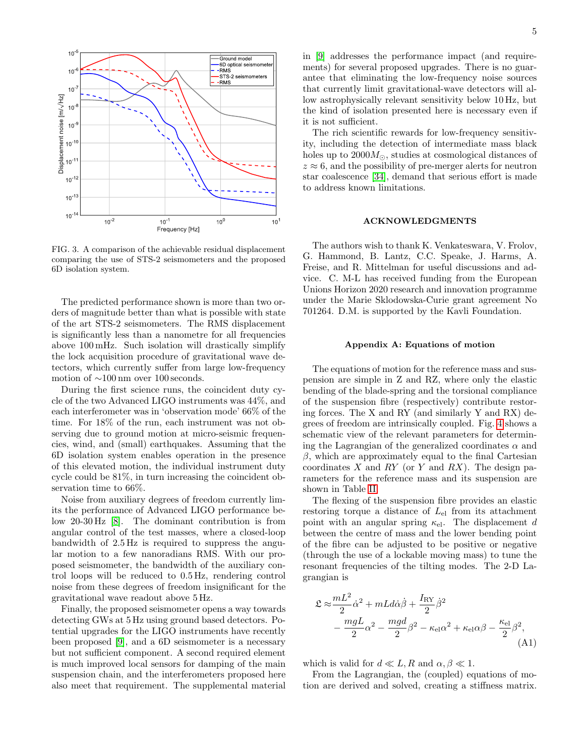FIG. 3. A comparison of the achievable residual displacement comparing the use of STS-2 seismometers and the proposed 6D isolation system.

The predicted performance shown is more than two orders of magnitude better than what is possible with state of the art STS-2 seismometers. The RMS displacement is significantly less than a nanometre for all frequencies above 100 mHz. Such isolation will drastically simplify the lock acquisition procedure of gravitational wave detectors, which currently suffer from large low-frequency motion of ∼100 nm over 100 seconds.

During the first science runs, the coincident duty cycle of the two Advanced LIGO instruments was 44%, and each interferometer was in 'observation mode' 66% of the time. For 18% of the run, each instrument was not observing due to ground motion at micro-seismic frequencies, wind, and (small) earthquakes. Assuming that the 6D isolation system enables operation in the presence of this elevated motion, the individual instrument duty cycle could be 81%, in turn increasing the coincident observation time to 66%.

Noise from auxiliary degrees of freedom currently limits the performance of Advanced LIGO performance below 20-30 Hz [8]. The dominant contribution is from angular control of the test masses, where a closed-loop bandwidth of 2.5 Hz is required to suppress the angular motion to a few nanoradians RMS. With our proposed seismometer, the bandwidth of the auxiliary control loops will be reduced to 0.5 Hz, rendering control noise from these degrees of freedom insignificant for the gravitational wave readout above 5 Hz.

Finally, the proposed seismometer opens a way towards detecting GWs at 5 Hz using ground based detectors. Potential upgrades for the LIGO instruments have recently been proposed [9], and a 6D seismometer is a necessary but not sufficient component. A second required element is much improved local sensors for damping of the main suspension chain, and the interferometers proposed here also meet that requirement. The supplemental material in [9] addresses the performance impact (and requirements) for several proposed upgrades. There is no guarantee that eliminating the low-frequency noise sources that currently limit gravitational-wave detectors will allow astrophysically relevant sensitivity below 10 Hz, but the kind of isolation presented here is necessary even if it is not sufficient.

The rich scientific rewards for low-frequency sensitivity, including the detection of intermediate mass black holes up to $2000 M_{\odot}$, studies at cosmological distances of $z \approx 6$, and the possibility of pre-merger alerts for neutron star coalescence [34], demand that serious effort is made to address known limitations.

## ACKNOWLEDGMENTS

The authors wish to thank K. Venkateswara, V. Frolov, G. Hammond, B. Lantz, C.C. Speake, J. Harms, A. Freise, and R. Mittelman for useful discussions and advice. C. M-L has received funding from the European Unions Horizon 2020 research and innovation programme under the Marie Sklodowska-Curie grant agreement No 701264. D.M. is supported by the Kavli Foundation.

### Appendix A: Equations of motion

The equations of motion for the reference mass and suspension are simple in Z and RZ, where only the elastic bending of the blade-spring and the torsional compliance of the suspension fibre (respectively) contribute restoring forces. The X and RY (and similarly Y and RX) degrees of freedom are intrinsically coupled. Fig. 4 shows a schematic view of the relevant parameters for determining the Lagrangian of the generalized coordinates $\alpha$ and $\beta$, which are approximately equal to the final Cartesian coordinates $X$ and $RY$ (or $Y$ and $RX$). The design parameters for the reference mass and its suspension are shown in Table II.

The flexing of the suspension fibre provides an elastic restoring torque a distance of $L_{\rm el}$ from its attachment point with an angular spring $\kappa_{\rm el}$. The displacement $d$ between the centre of mass and the lower bending point of the fibre can be adjusted to be positive or negative (through the use of a lockable moving mass) to tune the resonant frequencies of the tilting modes. The 2-D Lagrangian is

$$
\mathfrak{L} \approx \frac{mL^2}{2}\dot{\alpha}^2 + mLd\dot{\alpha}\dot{\beta} + \frac{I_{\rm RY}}{2}\dot{\beta}^2 - \frac{mgL}{2}\alpha^2 - \frac{mgd}{2}\beta^2 - \kappa_{\rm el}\alpha^2 + \kappa_{\rm el}\alpha\beta - \frac{\kappa_{\rm el}}{2}\beta^2, \tag{A1}
$$

which is valid for $d \ll L, R$ and $\alpha, \beta \ll 1$.

From the Lagrangian, the (coupled) equations of motion are derived and solved, creating a stiffness matrix.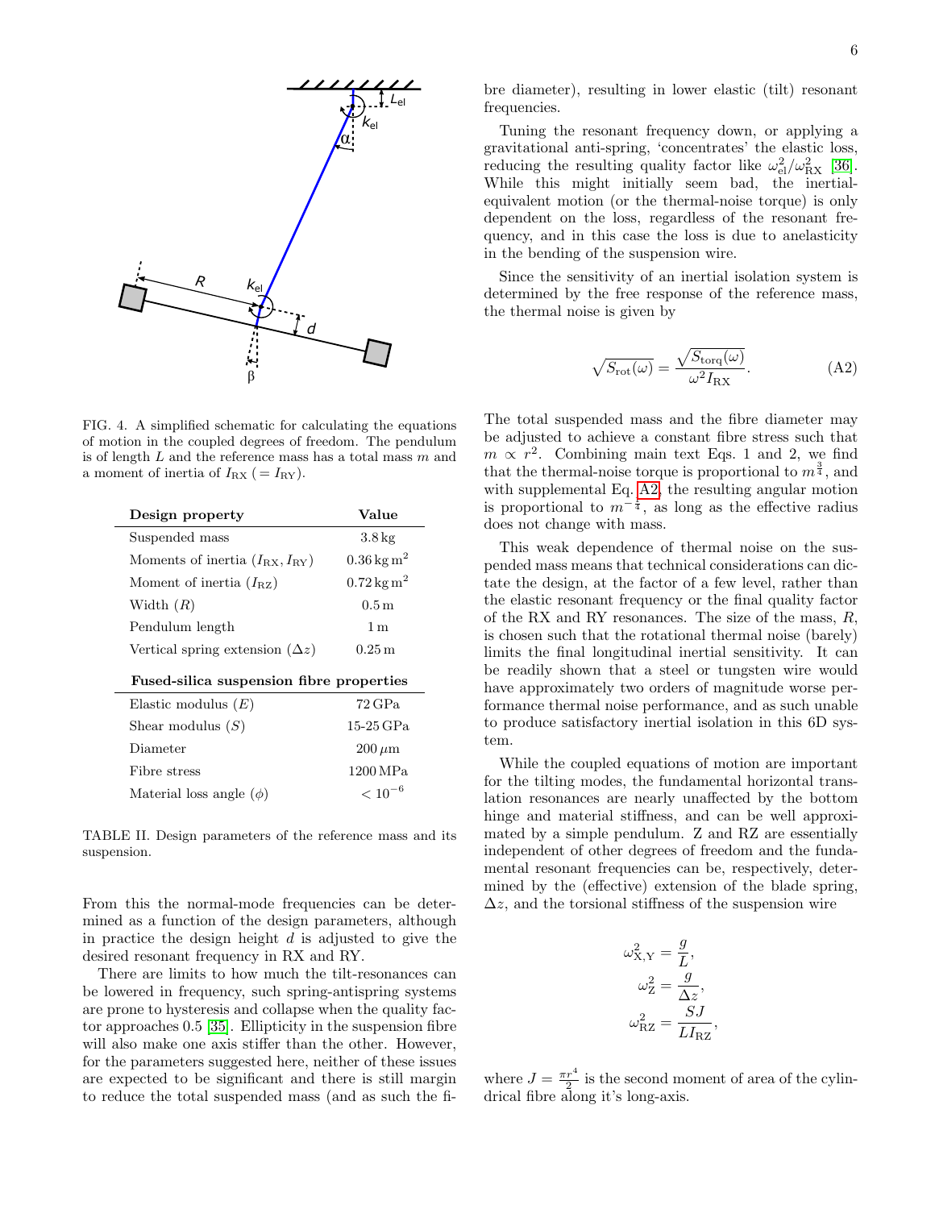FIG. 4. A simplified schematic for calculating the equations of motion in the coupled degrees of freedom. The pendulum is of length $L$ and the reference mass has a total mass $m$ and a moment of inertia of $I_{\mathrm{RX}}$ ($= I_{\mathrm{RY}}$).

| Design property | Value |
|---|---|
| Suspended mass | 3.8 kg |
| Moments of inertia ($I_{\mathrm{RX}}, I_{\mathrm{RY}}$) | $0.36\,\mathrm{kg\,m^2}$ |
| Moment of inertia ($I_{\mathrm{RZ}}$) | $0.72\,\mathrm{kg\,m^2}$ |
| Width ($R$) | 0.5 m |
| Pendulum length | 1 m |
| Vertical spring extension ($\Delta z$) | 0.25 m |
| **Fused-silica suspension fibre properties** | |
| Elastic modulus ($E$) | 72 GPa |
| Shear modulus ($S$) | 15-25 GPa |
| Diameter | 200 $\mu$m |
| Fibre stress | 1200 MPa |
| Material loss angle ($\phi$) | $< 10^{-6}$ |

TABLE II. Design parameters of the reference mass and its suspension.

From this the normal-mode frequencies can be determined as a function of the design parameters, although in practice the design height $d$ is adjusted to give the desired resonant frequency in RX and RY.

There are limits to how much the tilt-resonances can be lowered in frequency, such spring-antispring systems are prone to hysteresis and collapse when the quality factor approaches 0.5 [35]. Ellipticity in the suspension fibre will also make one axis stiffer than the other. However, for the parameters suggested here, neither of these issues are expected to be significant and there is still margin to reduce the total suspended mass (and as such the fibre diameter), resulting in lower elastic (tilt) resonant frequencies.

Tuning the resonant frequency down, or applying a gravitational anti-spring, 'concentrates' the elastic loss, reducing the resulting quality factor like $\omega_{\mathrm{el}}^2/\omega_{\mathrm{RX}}^2$ [36]. While this might initially seem bad, the inertial-equivalent motion (or the thermal-noise torque) is only dependent on the loss, regardless of the resonant frequency, and in this case the loss is due to anelasticity in the bending of the suspension wire.

Since the sensitivity of an inertial isolation system is determined by the free response of the reference mass, the thermal noise is given by

$$\sqrt{S_{\mathrm{rot}}(\omega)} = \frac{\sqrt{S_{\mathrm{torq}}(\omega)}}{\omega^2 I_{\mathrm{RX}}}. \tag{A2}$$

The total suspended mass and the fibre diameter may be adjusted to achieve a constant fibre stress such that $m \propto r^2$. Combining main text Eqs. 1 and 2, we find that the thermal-noise torque is proportional to $m^{\frac{3}{4}}$, and with supplemental Eq. A2, the resulting angular motion is proportional to $m^{-\frac{1}{4}}$, as long as the effective radius does not change with mass.

This weak dependence of thermal noise on the suspended mass means that technical considerations can dictate the design, at the factor of a few level, rather than the elastic resonant frequency or the final quality factor of the RX and RY resonances. The size of the mass, $R$, is chosen such that the rotational thermal noise (barely) limits the final longitudinal inertial sensitivity. It can be readily shown that a steel or tungsten wire would have approximately two orders of magnitude worse performance thermal noise performance, and as such unable to produce satisfactory inertial isolation in this 6D system.

While the coupled equations of motion are important for the tilting modes, the fundamental horizontal translation resonances are nearly unaffected by the bottom hinge and material stiffness, and can be well approximated by a simple pendulum. Z and RZ are essentially independent of other degrees of freedom and the fundamental resonant frequencies can be, respectively, determined by the (effective) extension of the blade spring, $\Delta z$, and the torsional stiffness of the suspension wire

$$\omega_{\mathrm{X,Y}}^2 = \frac{g}{L},$$
$$\omega_{\mathrm{Z}}^2 = \frac{g}{\Delta z},$$
$$\omega_{\mathrm{RZ}}^2 = \frac{SJ}{L I_{\mathrm{RZ}}},$$

where $J = \frac{\pi r^4}{2}$ is the second moment of area of the cylindrical fibre along it's long-axis.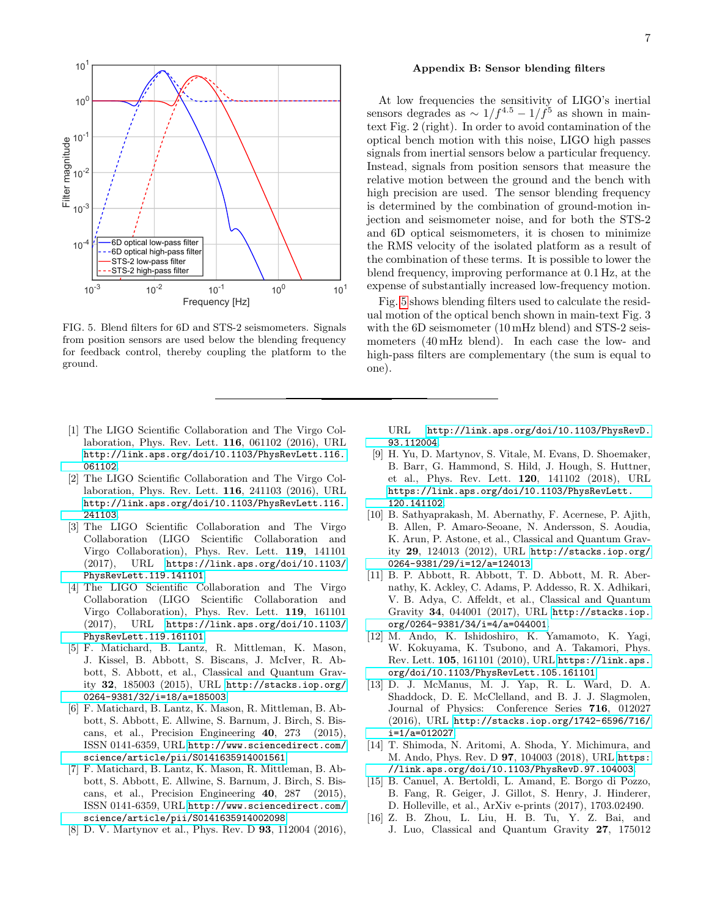FIG. 5. Blend filters for 6D and STS-2 seismometers. Signals from position sensors are used below the blending frequency for feedback control, thereby coupling the platform to the ground.

## Appendix B: Sensor blending filters

At low frequencies the sensitivity of LIGO's inertial sensors degrades as $\sim 1/f^{4.5} - 1/f^5$ as shown in main-text Fig. 2 (right). In order to avoid contamination of the optical bench motion with this noise, LIGO high passes signals from inertial sensors below a particular frequency. Instead, signals from position sensors that measure the relative motion between the ground and the bench with high precision are used. The sensor blending frequency is determined by the combination of ground-motion injection and seismometer noise, and for both the STS-2 and 6D optical seismometers, it is chosen to minimize the RMS velocity of the isolated platform as a result of the combination of these terms. It is possible to lower the blend frequency, improving performance at 0.1 Hz, at the expense of substantially increased low-frequency motion.

Fig. 5 shows blending filters used to calculate the residual motion of the optical bench shown in main-text Fig. 3 with the 6D seismometer (10 mHz blend) and STS-2 seismometers (40 mHz blend). In each case the low- and high-pass filters are complementary (the sum is equal to one).

---

[1] The LIGO Scientific Collaboration and The Virgo Collaboration, Phys. Rev. Lett. **116**, 061102 (2016), URL http://link.aps.org/doi/10.1103/PhysRevLett.116.061102.

[2] The LIGO Scientific Collaboration and The Virgo Collaboration, Phys. Rev. Lett. **116**, 241103 (2016), URL http://link.aps.org/doi/10.1103/PhysRevLett.116.241103.

[3] The LIGO Scientific Collaboration and The Virgo Collaboration (LIGO Scientific Collaboration and Virgo Collaboration), Phys. Rev. Lett. **119**, 141101 (2017), URL https://link.aps.org/doi/10.1103/PhysRevLett.119.141101.

[4] The LIGO Scientific Collaboration and The Virgo Collaboration (LIGO Scientific Collaboration and Virgo Collaboration), Phys. Rev. Lett. **119**, 161101 (2017), URL https://link.aps.org/doi/10.1103/PhysRevLett.119.161101.

[5] F. Matichard, B. Lantz, R. Mittleman, K. Mason, J. Kissel, B. Abbott, S. Biscans, J. McIver, R. Abbott, S. Abbott, et al., Classical and Quantum Gravity **32**, 185003 (2015), URL http://stacks.iop.org/0264-9381/32/i=18/a=185003.

[6] F. Matichard, B. Lantz, K. Mason, R. Mittleman, B. Abbott, S. Abbott, E. Allwine, S. Barnum, J. Birch, S. Biscans, et al., Precision Engineering **40**, 273 (2015), ISSN 0141-6359, URL http://www.sciencedirect.com/science/article/pii/S0141635914001561.

[7] F. Matichard, B. Lantz, K. Mason, R. Mittleman, B. Abbott, S. Abbott, E. Allwine, S. Barnum, J. Birch, S. Biscans, et al., Precision Engineering **40**, 287 (2015), ISSN 0141-6359, URL http://www.sciencedirect.com/science/article/pii/S0141635914002098.

[8] D. V. Martynov et al., Phys. Rev. D **93**, 112004 (2016), URL http://link.aps.org/doi/10.1103/PhysRevD.93.112004.

[9] H. Yu, D. Martynov, S. Vitale, M. Evans, D. Shoemaker, B. Barr, G. Hammond, S. Hild, J. Hough, S. Huttner, et al., Phys. Rev. Lett. **120**, 141102 (2018), URL https://link.aps.org/doi/10.1103/PhysRevLett.120.141102.

[10] B. Sathyaprakash, M. Abernathy, F. Acernese, P. Ajith, B. Allen, P. Amaro-Seoane, N. Andersson, S. Aoudia, K. Arun, P. Astone, et al., Classical and Quantum Gravity **29**, 124013 (2012), URL http://stacks.iop.org/0264-9381/29/i=12/a=124013.

[11] B. P. Abbott, R. Abbott, T. D. Abbott, M. R. Abernathy, K. Ackley, C. Adams, P. Addesso, R. X. Adhikari, V. B. Adya, C. Affeldt, et al., Classical and Quantum Gravity **34**, 044001 (2017), URL http://stacks.iop.org/0264-9381/34/i=4/a=044001.

[12] M. Ando, K. Ishidoshiro, K. Yamamoto, K. Yagi, W. Kokuyama, K. Tsubono, and A. Takamori, Phys. Rev. Lett. **105**, 161101 (2010), URL https://link.aps.org/doi/10.1103/PhysRevLett.105.161101.

[13] D. J. McManus, M. J. Yap, R. L. Ward, D. A. Shaddock, D. E. McClelland, and B. J. J. Slagmolen, Journal of Physics: Conference Series **716**, 012027 (2016), URL http://stacks.iop.org/1742-6596/716/i=1/a=012027.

[14] T. Shimoda, N. Aritomi, A. Shoda, Y. Michimura, and M. Ando, Phys. Rev. D **97**, 104003 (2018), URL https://link.aps.org/doi/10.1103/PhysRevD.97.104003.

[15] B. Canuel, A. Bertoldi, L. Amand, E. Borgo di Pozzo, B. Fang, R. Geiger, J. Gillot, S. Henry, J. Hinderer, D. Holleville, et al., ArXiv e-prints (2017), 1703.02490.

[16] Z. B. Zhou, L. Liu, H. B. Tu, Y. Z. Bai, and J. Luo, Classical and Quantum Gravity **27**, 175012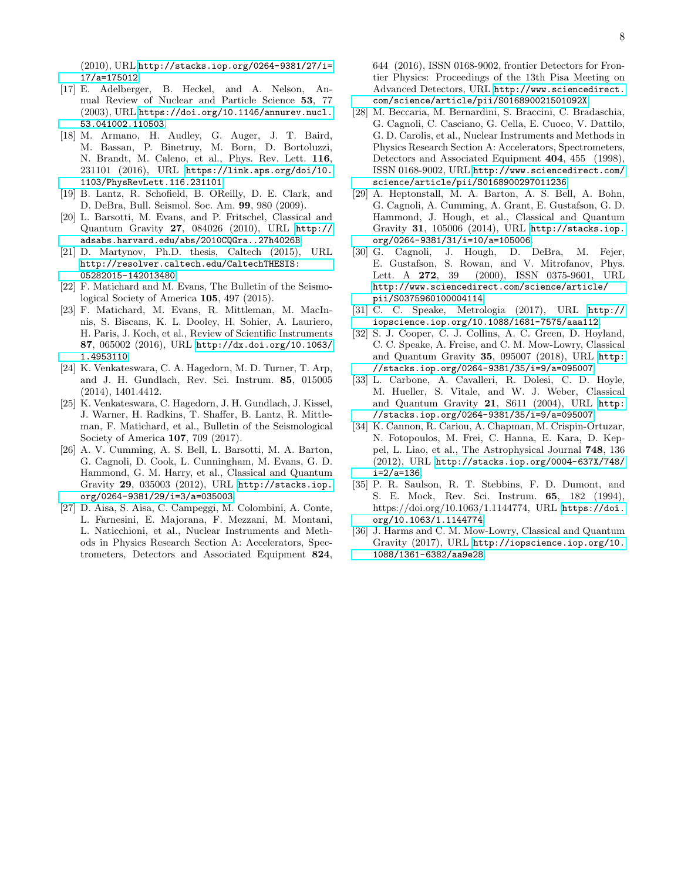(2010), URL http://stacks.iop.org/0264-9381/27/i=17/a=175012.

[17] E. Adelberger, B. Heckel, and A. Nelson, Annual Review of Nuclear and Particle Science **53**, 77 (2003), URL https://doi.org/10.1146/annurev.nucl.53.041002.110503.

[18] M. Armano, H. Audley, G. Auger, J. T. Baird, M. Bassan, P. Binetruy, M. Born, D. Bortoluzzi, N. Brandt, M. Caleno, et al., Phys. Rev. Lett. **116**, 231101 (2016), URL https://link.aps.org/doi/10.1103/PhysRevLett.116.231101.

[19] B. Lantz, R. Schofield, B. OReilly, D. E. Clark, and D. DeBra, Bull. Seismol. Soc. Am. **99**, 980 (2009).

[20] L. Barsotti, M. Evans, and P. Fritschel, Classical and Quantum Gravity **27**, 084026 (2010), URL http://adsabs.harvard.edu/abs/2010CQGra..27h4026B.

[21] D. Martynov, Ph.D. thesis, Caltech (2015), URL http://resolver.caltech.edu/CaltechTHESIS:05282015-142013480.

[22] F. Matichard and M. Evans, The Bulletin of the Seismological Society of America **105**, 497 (2015).

[23] F. Matichard, M. Evans, R. Mittleman, M. MacInnis, S. Biscans, K. L. Dooley, H. Sohier, A. Lauriero, H. Paris, J. Koch, et al., Review of Scientific Instruments **87**, 065002 (2016), URL http://dx.doi.org/10.1063/1.4953110.

[24] K. Venkateswara, C. A. Hagedorn, M. D. Turner, T. Arp, and J. H. Gundlach, Rev. Sci. Instrum. **85**, 015005 (2014), 1401.4412.

[25] K. Venkateswara, C. Hagedorn, J. H. Gundlach, J. Kissel, J. Warner, H. Radkins, T. Shaffer, B. Lantz, R. Mittleman, F. Matichard, et al., Bulletin of the Seismological Society of America **107**, 709 (2017).

[26] A. V. Cumming, A. S. Bell, L. Barsotti, M. A. Barton, G. Cagnoli, D. Cook, L. Cunningham, M. Evans, G. D. Hammond, G. M. Harry, et al., Classical and Quantum Gravity **29**, 035003 (2012), URL http://stacks.iop.org/0264-9381/29/i=3/a=035003.

[27] D. Aisa, S. Aisa, C. Campeggi, M. Colombini, A. Conte, L. Farnesini, E. Majorana, F. Mezzani, M. Montani, L. Naticchioni, et al., Nuclear Instruments and Methods in Physics Research Section A: Accelerators, Spectrometers, Detectors and Associated Equipment **824**, 644 (2016), ISSN 0168-9002, frontier Detectors for Frontier Physics: Proceedings of the 13th Pisa Meeting on Advanced Detectors, URL http://www.sciencedirect.com/science/article/pii/S016890021501092X.

[28] M. Beccaria, M. Bernardini, S. Braccini, C. Bradaschia, G. Cagnoli, C. Casciano, G. Cella, E. Cuoco, V. Dattilo, G. D. Carolis, et al., Nuclear Instruments and Methods in Physics Research Section A: Accelerators, Spectrometers, Detectors and Associated Equipment **404**, 455 (1998), ISSN 0168-9002, URL http://www.sciencedirect.com/science/article/pii/S0168900297011236.

[29] A. Heptonstall, M. A. Barton, A. S. Bell, A. Bohn, G. Cagnoli, A. Cumming, A. Grant, E. Gustafson, G. D. Hammond, J. Hough, et al., Classical and Quantum Gravity **31**, 105006 (2014), URL http://stacks.iop.org/0264-9381/31/i=10/a=105006.

[30] G. Cagnoli, J. Hough, D. DeBra, M. Fejer, E. Gustafson, S. Rowan, and V. Mitrofanov, Phys. Lett. A **272**, 39 (2000), ISSN 0375-9601, URL http://www.sciencedirect.com/science/article/pii/S0375960100004114.

[31] C. C. Speake, Metrologia (2017), URL http://iopscience.iop.org/10.1088/1681-7575/aaa112.

[32] S. J. Cooper, C. J. Collins, A. C. Green, D. Hoyland, C. C. Speake, A. Freise, and C. M. Mow-Lowry, Classical and Quantum Gravity **35**, 095007 (2018), URL http://stacks.iop.org/0264-9381/35/i=9/a=095007.

[33] L. Carbone, A. Cavalleri, R. Dolesi, C. D. Hoyle, M. Hueller, S. Vitale, and W. J. Weber, Classical and Quantum Gravity **21**, S611 (2004), URL http://stacks.iop.org/0264-9381/35/i=9/a=095007.

[34] K. Cannon, R. Cariou, A. Chapman, M. Crispin-Ortuzar, N. Fotopoulos, M. Frei, C. Hanna, E. Kara, D. Keppel, L. Liao, et al., The Astrophysical Journal **748**, 136 (2012), URL http://stacks.iop.org/0004-637X/748/i=2/a=136.

[35] P. R. Saulson, R. T. Stebbins, F. D. Dumont, and S. E. Mock, Rev. Sci. Instrum. **65**, 182 (1994), https://doi.org/10.1063/1.1144774, URL https://doi.org/10.1063/1.1144774.

[36] J. Harms and C. M. Mow-Lowry, Classical and Quantum Gravity (2017), URL http://iopscience.iop.org/10.1088/1361-6382/aa9e28.